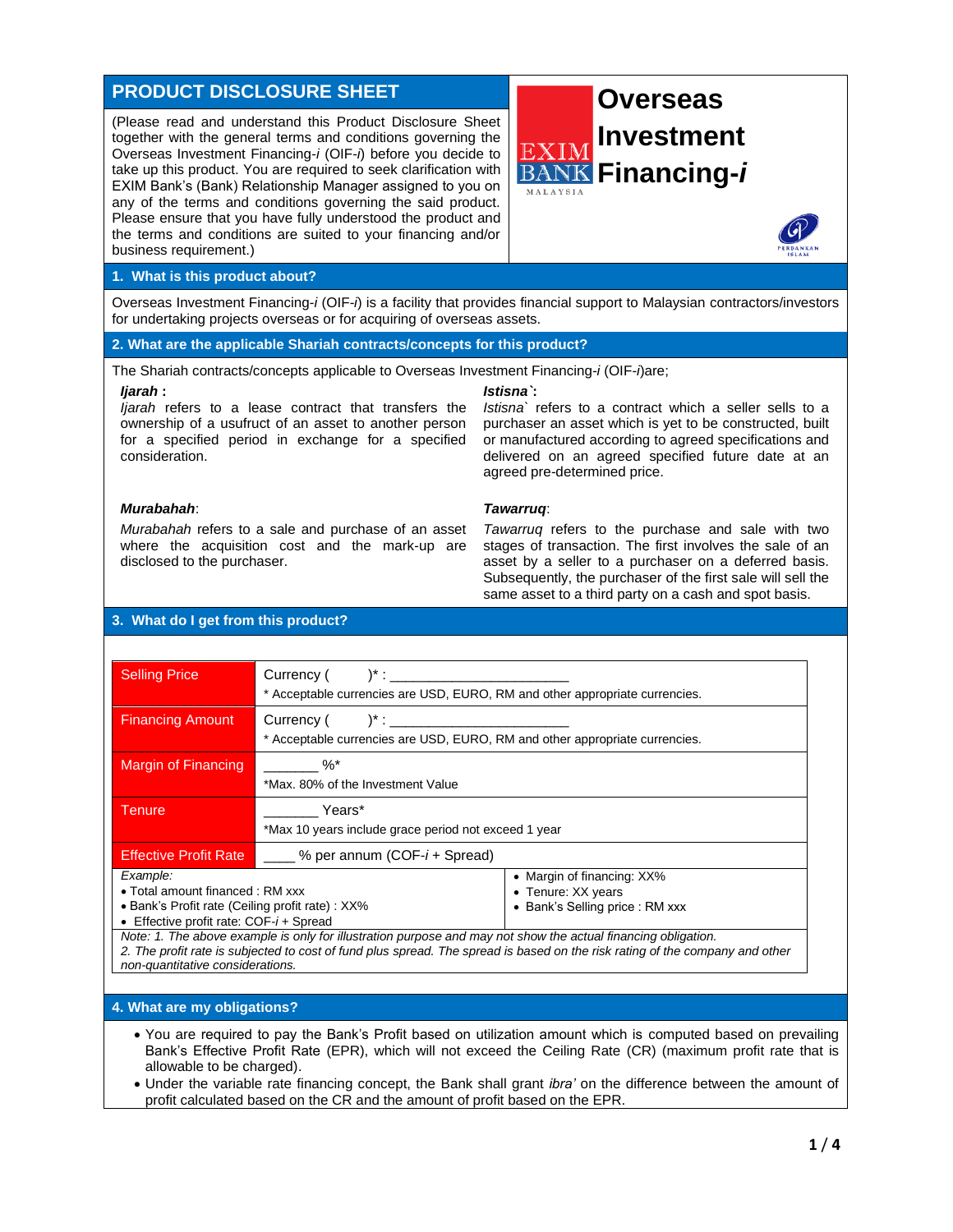# PRODUCT DISCLOSURE SHEET

(Please read and understand this Product Disclosure Sheet together with the general terms and conditions governing the Overseas Investment Financing-*i* (OIF-*i*) before you decide to take up this product. You are required to seek clarification with EXIM Bank's (Bank) Relationship Manager assigned to you on any of the terms and conditions governing the said product. Please ensure that you have fully understood the product and the terms and conditions are suited to your financing and/or business requirement.)

# Overseas Investment Financing-*i*

## 1. What is this product about?

Overseas Investment Financing-*i* (OIF-*i*) is a facility that provides financial support to Malaysian contractors/investors for undertaking projects overseas or for acquiring of overseas assets.

## 2. What are the applicable Shariah contracts/concepts for this product?

The Shariah contracts/concepts applicable to Overseas Investment Financing-*i* (OIF-*i*)are;

***Ijarah* :**
*Ijarah* refers to a lease contract that transfers the ownership of a usufruct of an asset to another person for a specified period in exchange for a specified consideration.

***Istisna`*:**
*Istisna`* refers to a contract which a seller sells to a purchaser an asset which is yet to be constructed, built or manufactured according to agreed specifications and delivered on an agreed specified future date at an agreed pre-determined price.

***Murabahah*:**
*Murabahah* refers to a sale and purchase of an asset where the acquisition cost and the mark-up are disclosed to the purchaser.

***Tawarruq*:**
*Tawarruq* refers to the purchase and sale with two stages of transaction. The first involves the sale of an asset by a seller to a purchaser on a deferred basis. Subsequently, the purchaser of the first sale will sell the same asset to a third party on a cash and spot basis.

## 3. What do I get from this product?

| | |
|---|---|
| Selling Price | Currency (      )* : ______________________<br>* Acceptable currencies are USD, EURO, RM and other appropriate currencies. |
| Financing Amount | Currency (      )* : ______________________<br>* Acceptable currencies are USD, EURO, RM and other appropriate currencies. |
| Margin of Financing | _______ %*<br>*Max. 80% of the Investment Value |
| Tenure | _______ Years*<br>*Max 10 years include grace period not exceed 1 year |
| Effective Profit Rate | ____ % per annum (COF-*i* + Spread) |

*Example:*
- Total amount financed : RM xxx
- Bank's Profit rate (Ceiling profit rate) : XX%
- Effective profit rate: COF-*i* + Spread
- Margin of financing: XX%
- Tenure: XX years
- Bank's Selling price : RM xxx

*Note: 1. The above example is only for illustration purpose and may not show the actual financing obligation.*
*2. The profit rate is subjected to cost of fund plus spread. The spread is based on the risk rating of the company and other non-quantitative considerations.*

## 4. What are my obligations?

- You are required to pay the Bank's Profit based on utilization amount which is computed based on prevailing Bank's Effective Profit Rate (EPR), which will not exceed the Ceiling Rate (CR) (maximum profit rate that is allowable to be charged).
- Under the variable rate financing concept, the Bank shall grant *ibra'* on the difference between the amount of profit calculated based on the CR and the amount of profit based on the EPR.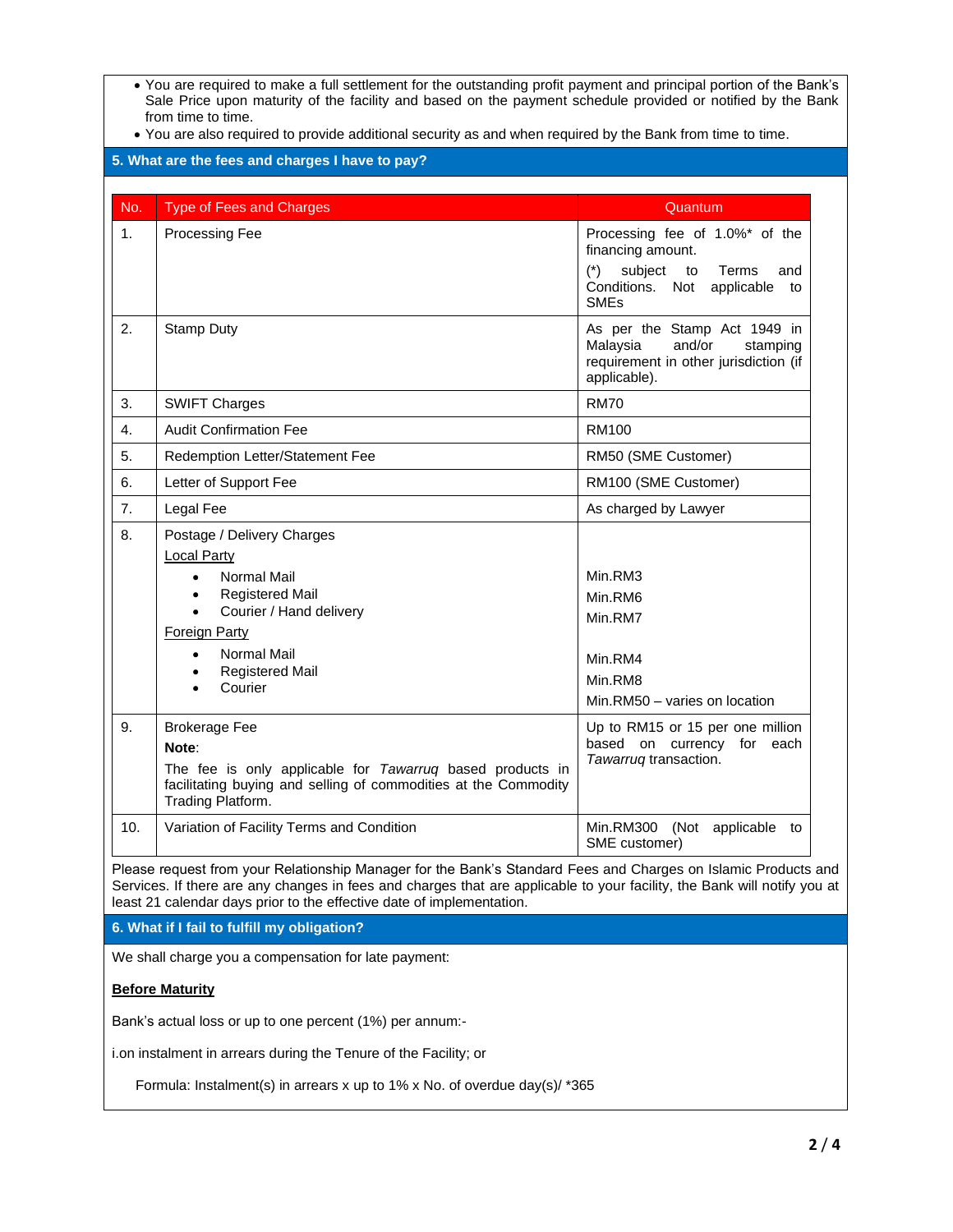- You are required to make a full settlement for the outstanding profit payment and principal portion of the Bank's Sale Price upon maturity of the facility and based on the payment schedule provided or notified by the Bank from time to time.
- You are also required to provide additional security as and when required by the Bank from time to time.

## 5. What are the fees and charges I have to pay?

| No. | Type of Fees and Charges | Quantum |
|---|---|---|
| 1. | Processing Fee | Processing fee of 1.0%* of the financing amount.<br>(*) subject to Terms and Conditions. Not applicable to SMEs |
| 2. | Stamp Duty | As per the Stamp Act 1949 in Malaysia and/or stamping requirement in other jurisdiction (if applicable). |
| 3. | SWIFT Charges | RM70 |
| 4. | Audit Confirmation Fee | RM100 |
| 5. | Redemption Letter/Statement Fee | RM50 (SME Customer) |
| 6. | Letter of Support Fee | RM100 (SME Customer) |
| 7. | Legal Fee | As charged by Lawyer |
| 8. | Postage / Delivery Charges<br><u>Local Party</u><br>• Normal Mail<br>• Registered Mail<br>• Courier / Hand delivery<br><u>Foreign Party</u><br>• Normal Mail<br>• Registered Mail<br>• Courier | <br><br>Min.RM3<br>Min.RM6<br>Min.RM7<br><br>Min.RM4<br>Min.RM8<br>Min.RM50 – varies on location |
| 9. | Brokerage Fee<br>**Note**:<br>The fee is only applicable for *Tawarruq* based products in facilitating buying and selling of commodities at the Commodity Trading Platform. | Up to RM15 or 15 per one million based on currency for each *Tawarruq* transaction. |
| 10. | Variation of Facility Terms and Condition | Min.RM300 (Not applicable to SME customer) |

Please request from your Relationship Manager for the Bank's Standard Fees and Charges on Islamic Products and Services. If there are any changes in fees and charges that are applicable to your facility, the Bank will notify you at least 21 calendar days prior to the effective date of implementation.

## 6. What if I fail to fulfill my obligation?

We shall charge you a compensation for late payment:

**<u>Before Maturity</u>**

Bank's actual loss or up to one percent (1%) per annum:-

i.on instalment in arrears during the Tenure of the Facility; or

Formula: Instalment(s) in arrears x up to 1% x No. of overdue day(s)/ *365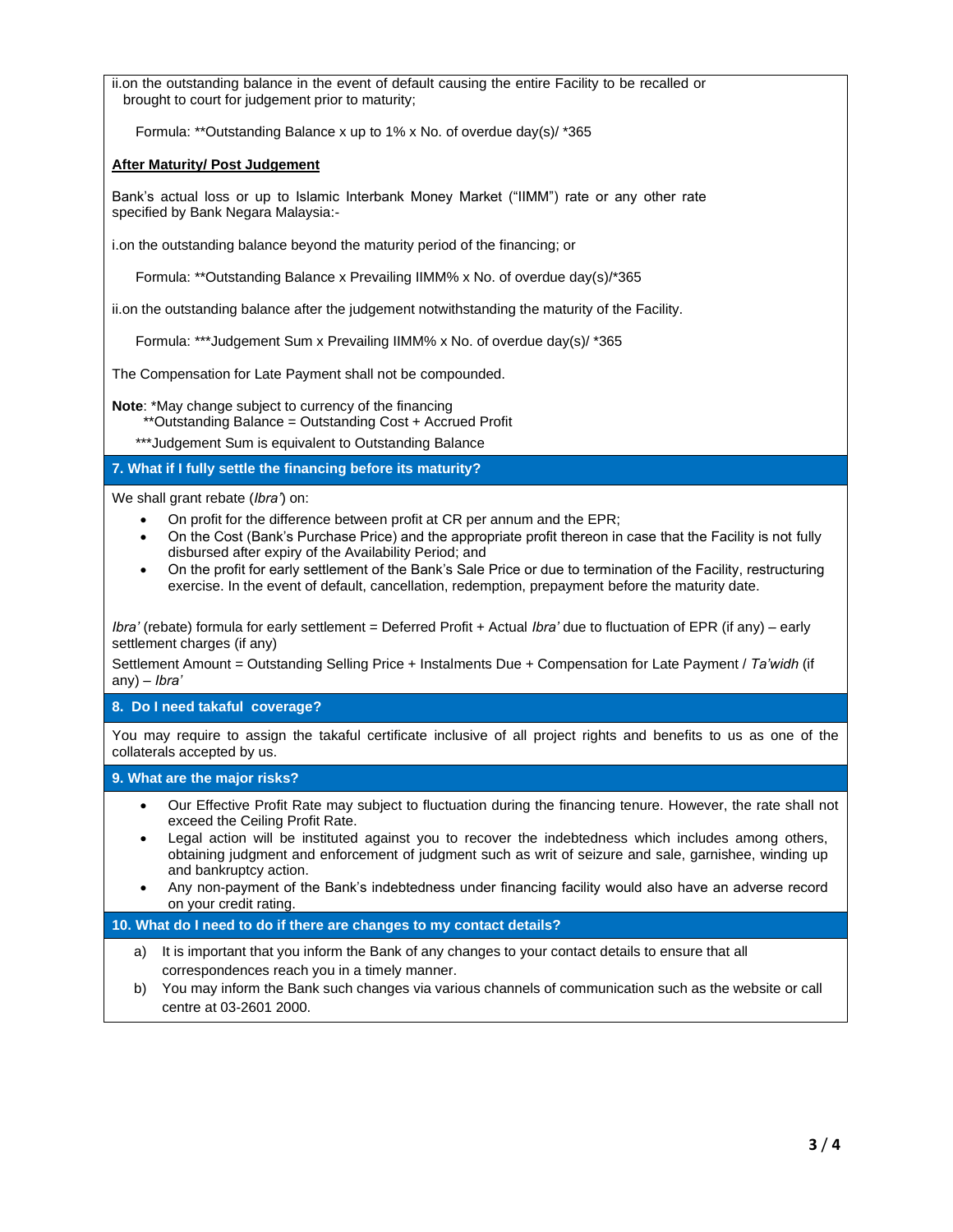ii.on the outstanding balance in the event of default causing the entire Facility to be recalled or brought to court for judgement prior to maturity;

Formula: **Outstanding Balance x up to 1% x No. of overdue day(s)/ *365

**After Maturity/ Post Judgement**

Bank's actual loss or up to Islamic Interbank Money Market ("IIMM") rate or any other rate specified by Bank Negara Malaysia:-

i.on the outstanding balance beyond the maturity period of the financing; or

Formula: **Outstanding Balance x Prevailing IIMM% x No. of overdue day(s)/*365

ii.on the outstanding balance after the judgement notwithstanding the maturity of the Facility.

Formula: ***Judgement Sum x Prevailing IIMM% x No. of overdue day(s)/ *365

The Compensation for Late Payment shall not be compounded.

**Note**: *May change subject to currency of the financing
**Outstanding Balance = Outstanding Cost + Accrued Profit
***Judgement Sum is equivalent to Outstanding Balance

## 7. What if I fully settle the financing before its maturity?

We shall grant rebate (*Ibra'*) on:

- On profit for the difference between profit at CR per annum and the EPR;
- On the Cost (Bank's Purchase Price) and the appropriate profit thereon in case that the Facility is not fully disbursed after expiry of the Availability Period; and
- On the profit for early settlement of the Bank's Sale Price or due to termination of the Facility, restructuring exercise. In the event of default, cancellation, redemption, prepayment before the maturity date.

*Ibra'* (rebate) formula for early settlement = Deferred Profit + Actual *Ibra'* due to fluctuation of EPR (if any) – early settlement charges (if any)

Settlement Amount = Outstanding Selling Price + Instalments Due + Compensation for Late Payment / *Ta'widh* (if any) – *Ibra'*

## 8. Do I need takaful coverage?

You may require to assign the takaful certificate inclusive of all project rights and benefits to us as one of the collaterals accepted by us.

## 9. What are the major risks?

- Our Effective Profit Rate may subject to fluctuation during the financing tenure. However, the rate shall not exceed the Ceiling Profit Rate.
- Legal action will be instituted against you to recover the indebtedness which includes among others, obtaining judgment and enforcement of judgment such as writ of seizure and sale, garnishee, winding up and bankruptcy action.
- Any non-payment of the Bank's indebtedness under financing facility would also have an adverse record on your credit rating.

## 10. What do I need to do if there are changes to my contact details?

a) It is important that you inform the Bank of any changes to your contact details to ensure that all correspondences reach you in a timely manner.

b) You may inform the Bank such changes via various channels of communication such as the website or call centre at 03-2601 2000.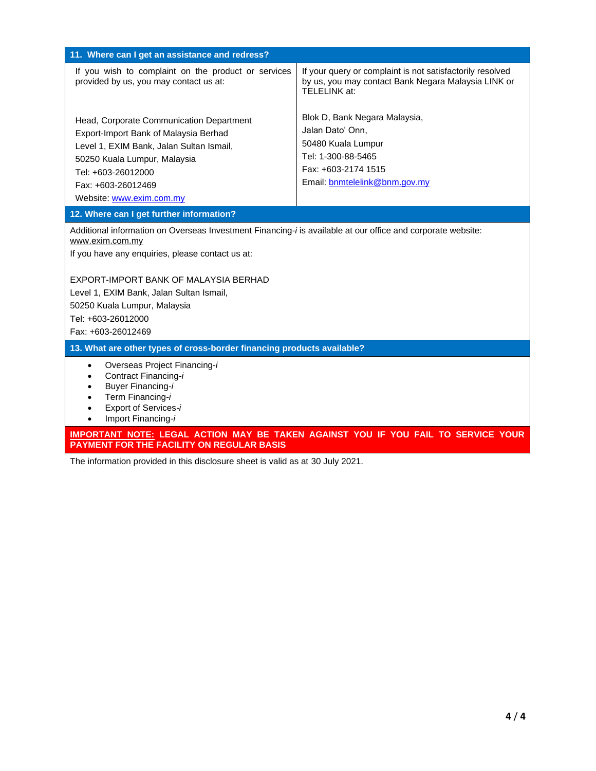## 11. Where can I get an assistance and redress?

| | |
|---|---|
| If you wish to complaint on the product or services provided by us, you may contact us at:<br><br>Head, Corporate Communication Department<br>Export-Import Bank of Malaysia Berhad<br>Level 1, EXIM Bank, Jalan Sultan Ismail,<br>50250 Kuala Lumpur, Malaysia<br>Tel: +603-26012000<br>Fax: +603-26012469<br>Website: www.exim.com.my | If your query or complaint is not satisfactorily resolved by us, you may contact Bank Negara Malaysia LINK or TELELINK at:<br><br>Blok D, Bank Negara Malaysia,<br>Jalan Dato' Onn,<br>50480 Kuala Lumpur<br>Tel: 1-300-88-5465<br>Fax: +603-2174 1515<br>Email: bnmtelelink@bnm.gov.my |

## 12. Where can I get further information?

Additional information on Overseas Investment Financing-*i* is available at our office and corporate website: www.exim.com.my

If you have any enquiries, please contact us at:

EXPORT-IMPORT BANK OF MALAYSIA BERHAD
Level 1, EXIM Bank, Jalan Sultan Ismail,
50250 Kuala Lumpur, Malaysia
Tel: +603-26012000
Fax: +603-26012469

## 13. What are other types of cross-border financing products available?

- Overseas Project Financing-*i*
- Contract Financing-*i*
- Buyer Financing-*i*
- Term Financing-*i*
- Export of Services-*i*
- Import Financing-*i*

**IMPORTANT NOTE: LEGAL ACTION MAY BE TAKEN AGAINST YOU IF YOU FAIL TO SERVICE YOUR PAYMENT FOR THE FACILITY ON REGULAR BASIS**

The information provided in this disclosure sheet is valid as at 30 July 2021.